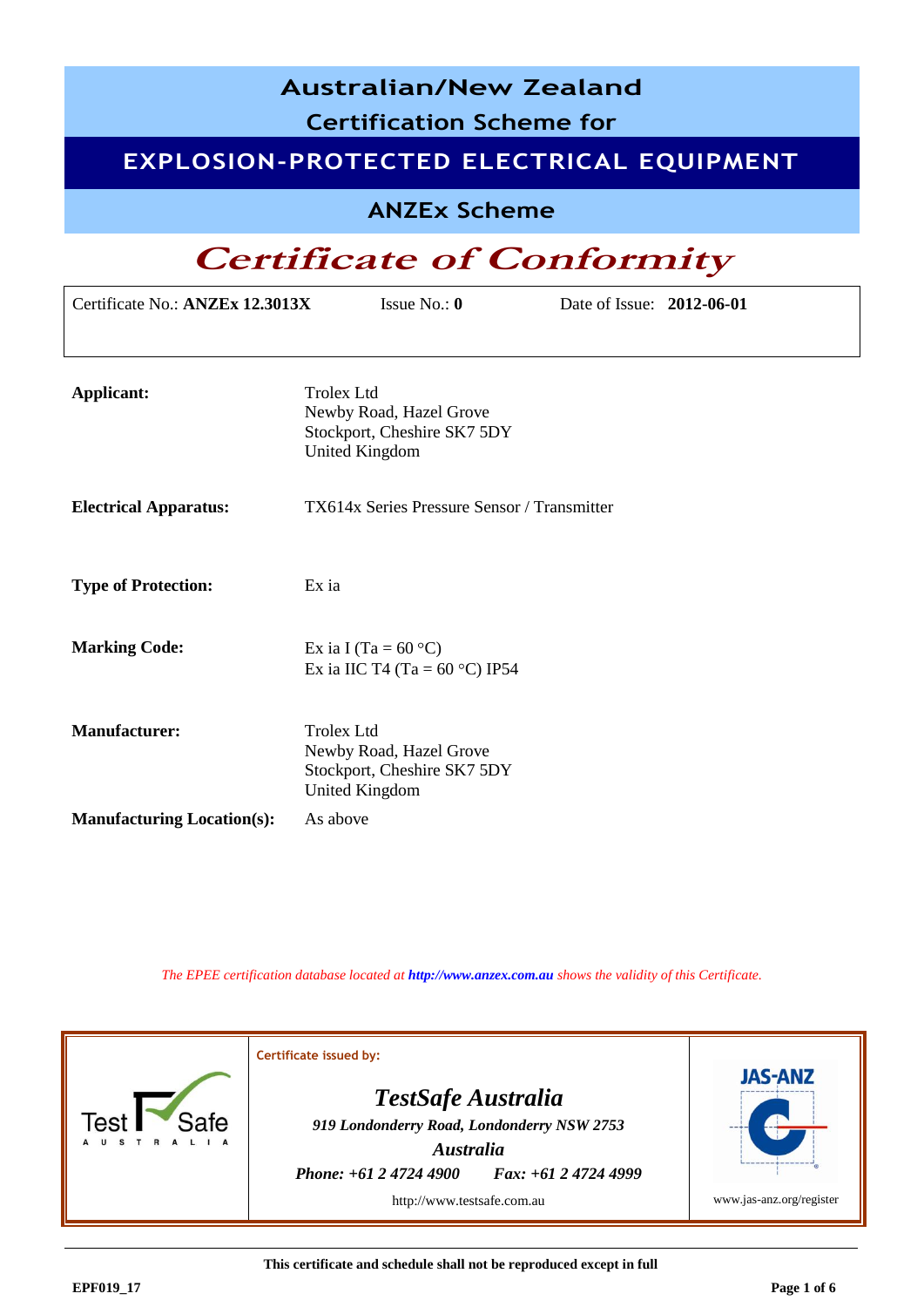# Australian/New Zealand Certification Scheme for

## EXPLOSION-PROTECTED ELECTRICAL EQUIPMENT

### ANZEx Scheme

# *Certificate of Conformity*

| Certificate No.: **ANZEx 12.3013X** | Issue No.: **0** | Date of Issue: **2012-06-01** |
|---|---|---|

| | |
|---|---|
| **Applicant:** | Trolex Ltd<br>Newby Road, Hazel Grove<br>Stockport, Cheshire SK7 5DY<br>United Kingdom |
| **Electrical Apparatus:** | TX614x Series Pressure Sensor / Transmitter |
| **Type of Protection:** | Ex ia |
| **Marking Code:** | Ex ia I (Ta = 60 °C)<br>Ex ia IIC T4 (Ta = 60 °C) IP54 |
| **Manufacturer:** | Trolex Ltd<br>Newby Road, Hazel Grove<br>Stockport, Cheshire SK7 5DY<br>United Kingdom |
| **Manufacturing Location(s):** | As above |

*The EPEE certification database located at **http://www.anzex.com.au** shows the validity of this Certificate.*

| Test Safe AUSTRALIA | Certificate issued by:<br>***TestSafe Australia***<br>*919 Londonderry Road, Londonderry NSW 2753*<br>*Australia*<br>*Phone: +61 2 4724 4900 Fax: +61 2 4724 4999*<br>http://www.testsafe.com.au | JAS-ANZ<br>www.jas-anz.org/register |
|---|---|---|

**This certificate and schedule shall not be reproduced except in full**

**EPF019_17**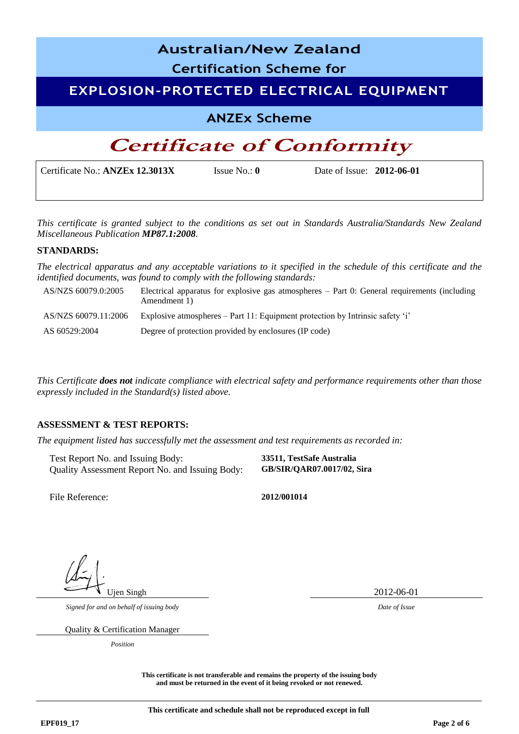# Australian/New Zealand

## Certification Scheme for

## EXPLOSION-PROTECTED ELECTRICAL EQUIPMENT

## ANZEx Scheme

# *Certificate of Conformity*

| Certificate No.: **ANZEx 12.3013X** | Issue No.: **0** | Date of Issue: **2012-06-01** |
|---|---|---|

*This certificate is granted subject to the conditions as set out in Standards Australia/Standards New Zealand Miscellaneous Publication **MP87.1:2008**.*

**STANDARDS:**

*The electrical apparatus and any acceptable variations to it specified in the schedule of this certificate and the identified documents, was found to comply with the following standards:*

| | |
|---|---|
| AS/NZS 60079.0:2005 | Electrical apparatus for explosive gas atmospheres – Part 0: General requirements (including Amendment 1) |
| AS/NZS 60079.11:2006 | Explosive atmospheres – Part 11: Equipment protection by Intrinsic safety 'i' |
| AS 60529:2004 | Degree of protection provided by enclosures (IP code) |

*This Certificate **does not** indicate compliance with electrical safety and performance requirements other than those expressly included in the Standard(s) listed above.*

**ASSESSMENT & TEST REPORTS:**

*The equipment listed has successfully met the assessment and test requirements as recorded in:*

| | |
|---|---|
| Test Report No. and Issuing Body: | **33511, TestSafe Australia** |
| Quality Assessment Report No. and Issuing Body: | **GB/SIR/QAR07.0017/02, Sira** |
| File Reference: | **2012/001014** |

Ujen Singh

*Signed for and on behalf of issuing body*

2012-06-01

*Date of Issue*

Quality & Certification Manager

*Position*

**This certificate is not transferable and remains the property of the issuing body and must be returned in the event of it being revoked or not renewed.**

**This certificate and schedule shall not be reproduced except in full**

**EPF019_17**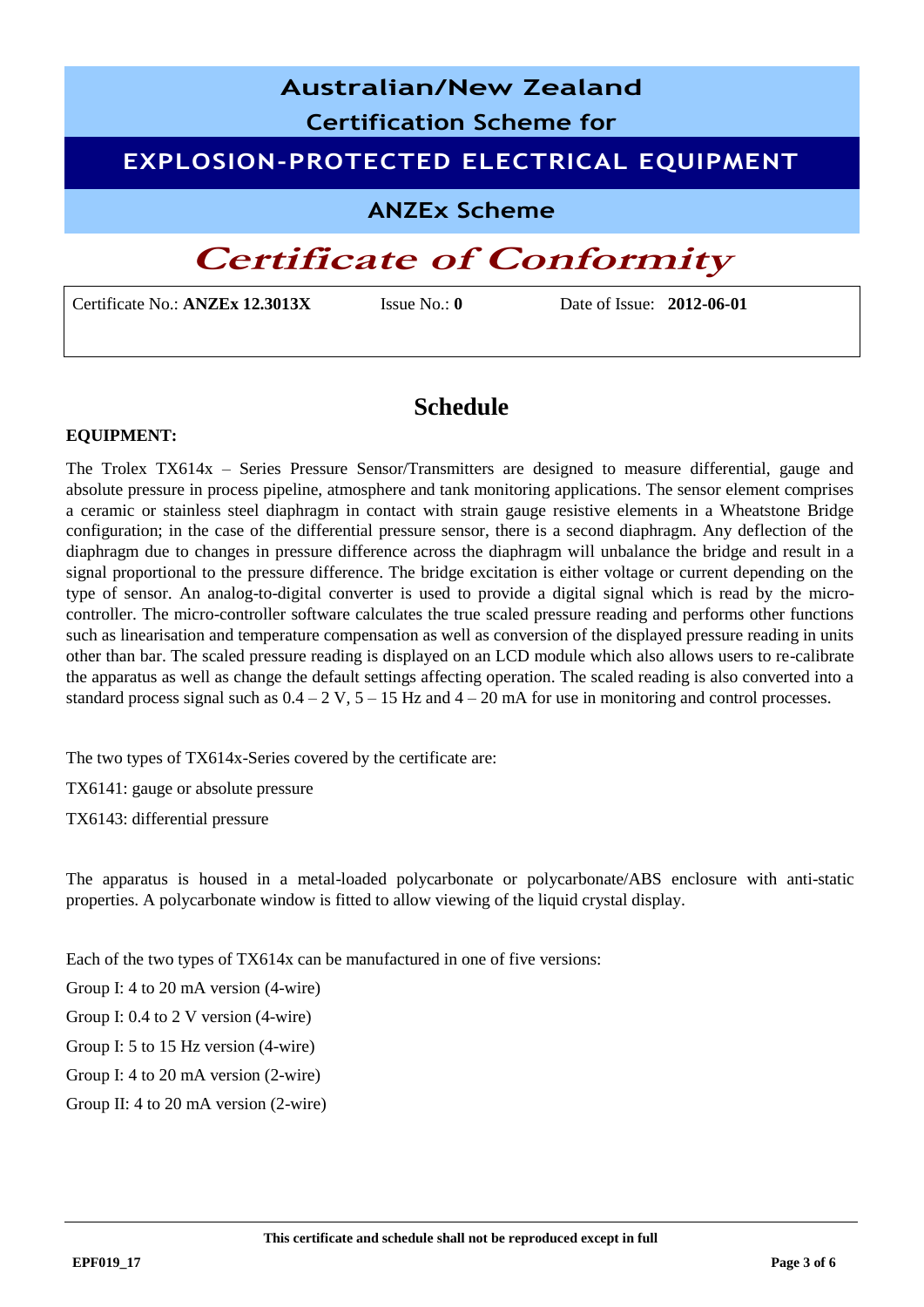# Australian/New Zealand Certification Scheme for

## EXPLOSION-PROTECTED ELECTRICAL EQUIPMENT

### ANZEx Scheme

# *Certificate of Conformity*

| Certificate No.: **ANZEx 12.3013X** | Issue No.: **0** | Date of Issue: **2012-06-01** |
|---|---|---|

## Schedule

**EQUIPMENT:**

The Trolex TX614x – Series Pressure Sensor/Transmitters are designed to measure differential, gauge and absolute pressure in process pipeline, atmosphere and tank monitoring applications. The sensor element comprises a ceramic or stainless steel diaphragm in contact with strain gauge resistive elements in a Wheatstone Bridge configuration; in the case of the differential pressure sensor, there is a second diaphragm. Any deflection of the diaphragm due to changes in pressure difference across the diaphragm will unbalance the bridge and result in a signal proportional to the pressure difference. The bridge excitation is either voltage or current depending on the type of sensor. An analog-to-digital converter is used to provide a digital signal which is read by the micro-controller. The micro-controller software calculates the true scaled pressure reading and performs other functions such as linearisation and temperature compensation as well as conversion of the displayed pressure reading in units other than bar. The scaled pressure reading is displayed on an LCD module which also allows users to re-calibrate the apparatus as well as change the default settings affecting operation. The scaled reading is also converted into a standard process signal such as 0.4 – 2 V, 5 – 15 Hz and 4 – 20 mA for use in monitoring and control processes.

The two types of TX614x-Series covered by the certificate are:

TX6141: gauge or absolute pressure

TX6143: differential pressure

The apparatus is housed in a metal-loaded polycarbonate or polycarbonate/ABS enclosure with anti-static properties. A polycarbonate window is fitted to allow viewing of the liquid crystal display.

Each of the two types of TX614x can be manufactured in one of five versions:

Group I: 4 to 20 mA version (4-wire)

Group I: 0.4 to 2 V version (4-wire)

Group I: 5 to 15 Hz version (4-wire)

Group I: 4 to 20 mA version (2-wire)

Group II: 4 to 20 mA version (2-wire)

**This certificate and schedule shall not be reproduced except in full**

EPF019_17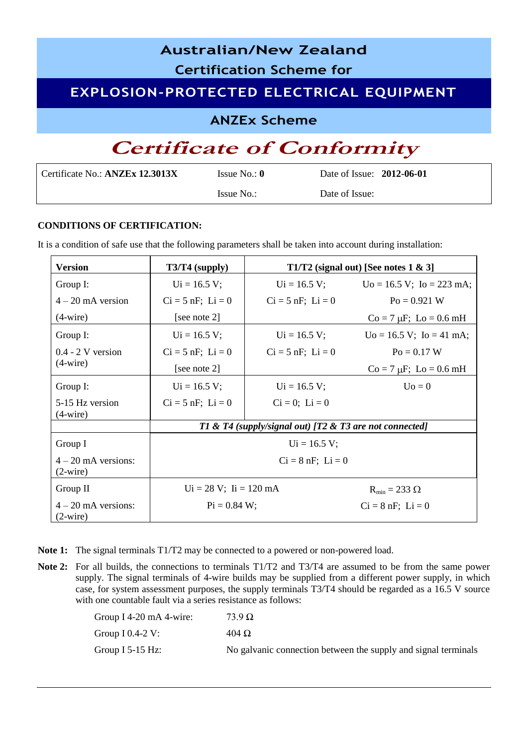# Australian/New Zealand Certification Scheme for

# EXPLOSION-PROTECTED ELECTRICAL EQUIPMENT

## ANZEx Scheme

# *Certificate of Conformity*

| Certificate No.: **ANZEx 12.3013X** | Issue No.: **0** | Date of Issue: **2012-06-01** |
|---|---|---|
| | Issue No.: | Date of Issue: |

**CONDITIONS OF CERTIFICATION:**

It is a condition of safe use that the following parameters shall be taken into account during installation:

| **Version** | **T3/T4 (supply)** | **T1/T2 (signal out) [See notes 1 & 3]** | |
|---|---|---|---|
| Group I:<br>4 – 20 mA version<br>(4-wire) | Ui = 16.5 V;<br>Ci = 5 nF; Li = 0<br>[see note 2] | Ui = 16.5 V;<br>Ci = 5 nF; Li = 0 | Uo = 16.5 V; Io = 223 mA;<br>Po = 0.921 W<br>Co = 7 μF; Lo = 0.6 mH |
| Group I:<br>0.4 - 2 V version<br>(4-wire) | Ui = 16.5 V;<br>Ci = 5 nF; Li = 0<br>[see note 2] | Ui = 16.5 V;<br>Ci = 5 nF; Li = 0 | Uo = 16.5 V; Io = 41 mA;<br>Po = 0.17 W<br>Co = 7 μF; Lo = 0.6 mH |
| Group I:<br>5-15 Hz version<br>(4-wire) | Ui = 16.5 V;<br>Ci = 5 nF; Li = 0 | Ui = 16.5 V;<br>Ci = 0; Li = 0 | Uo = 0 |
| | ***T1 & T4 (supply/signal out) [T2 & T3 are not connected]*** | | |
| Group I<br>4 – 20 mA versions:<br>(2-wire) | Ui = 16.5 V;<br>Ci = 8 nF; Li = 0 | | |
| Group II<br>4 – 20 mA versions:<br>(2-wire) | Ui = 28 V; Ii = 120 mA<br>Pi = 0.84 W; | | $R_{min}$ = 233 Ω<br>Ci = 8 nF; Li = 0 |

**Note 1:** The signal terminals T1/T2 may be connected to a powered or non-powered load.

**Note 2:** For all builds, the connections to terminals T1/T2 and T3/T4 are assumed to be from the same power supply. The signal terminals of 4-wire builds may be supplied from a different power supply, in which case, for system assessment purposes, the supply terminals T3/T4 should be regarded as a 16.5 V source with one countable fault via a series resistance as follows:

| | |
|---|---|
| Group I 4-20 mA 4-wire: | 73.9 Ω |
| Group I 0.4-2 V: | 404 Ω |
| Group I 5-15 Hz: | No galvanic connection between the supply and signal terminals |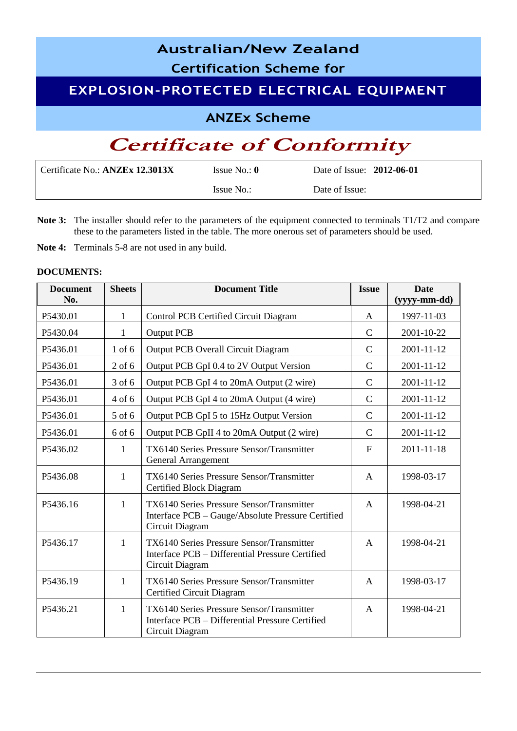# Australian/New Zealand Certification Scheme for

## EXPLOSION-PROTECTED ELECTRICAL EQUIPMENT

### ANZEx Scheme

# *Certificate of Conformity*

| Certificate No.: **ANZEx 12.3013X** | Issue No.: **0** | Date of Issue: **2012-06-01** |
|---|---|---|
| | Issue No.: | Date of Issue: |

**Note 3:** The installer should refer to the parameters of the equipment connected to terminals T1/T2 and compare these to the parameters listed in the table. The more onerous set of parameters should be used.

**Note 4:** Terminals 5-8 are not used in any build.

**DOCUMENTS:**

| Document No. | Sheets | Document Title | Issue | Date (yyyy-mm-dd) |
|---|---|---|---|---|
| P5430.01 | 1 | Control PCB Certified Circuit Diagram | A | 1997-11-03 |
| P5430.04 | 1 | Output PCB | C | 2001-10-22 |
| P5436.01 | 1 of 6 | Output PCB Overall Circuit Diagram | C | 2001-11-12 |
| P5436.01 | 2 of 6 | Output PCB GpI 0.4 to 2V Output Version | C | 2001-11-12 |
| P5436.01 | 3 of 6 | Output PCB GpI 4 to 20mA Output (2 wire) | C | 2001-11-12 |
| P5436.01 | 4 of 6 | Output PCB GpI 4 to 20mA Output (4 wire) | C | 2001-11-12 |
| P5436.01 | 5 of 6 | Output PCB GpI 5 to 15Hz Output Version | C | 2001-11-12 |
| P5436.01 | 6 of 6 | Output PCB GpII 4 to 20mA Output (2 wire) | C | 2001-11-12 |
| P5436.02 | 1 | TX6140 Series Pressure Sensor/Transmitter General Arrangement | F | 2011-11-18 |
| P5436.08 | 1 | TX6140 Series Pressure Sensor/Transmitter Certified Block Diagram | A | 1998-03-17 |
| P5436.16 | 1 | TX6140 Series Pressure Sensor/Transmitter Interface PCB – Gauge/Absolute Pressure Certified Circuit Diagram | A | 1998-04-21 |
| P5436.17 | 1 | TX6140 Series Pressure Sensor/Transmitter Interface PCB – Differential Pressure Certified Circuit Diagram | A | 1998-04-21 |
| P5436.19 | 1 | TX6140 Series Pressure Sensor/Transmitter Certified Circuit Diagram | A | 1998-03-17 |
| P5436.21 | 1 | TX6140 Series Pressure Sensor/Transmitter Interface PCB – Differential Pressure Certified Circuit Diagram | A | 1998-04-21 |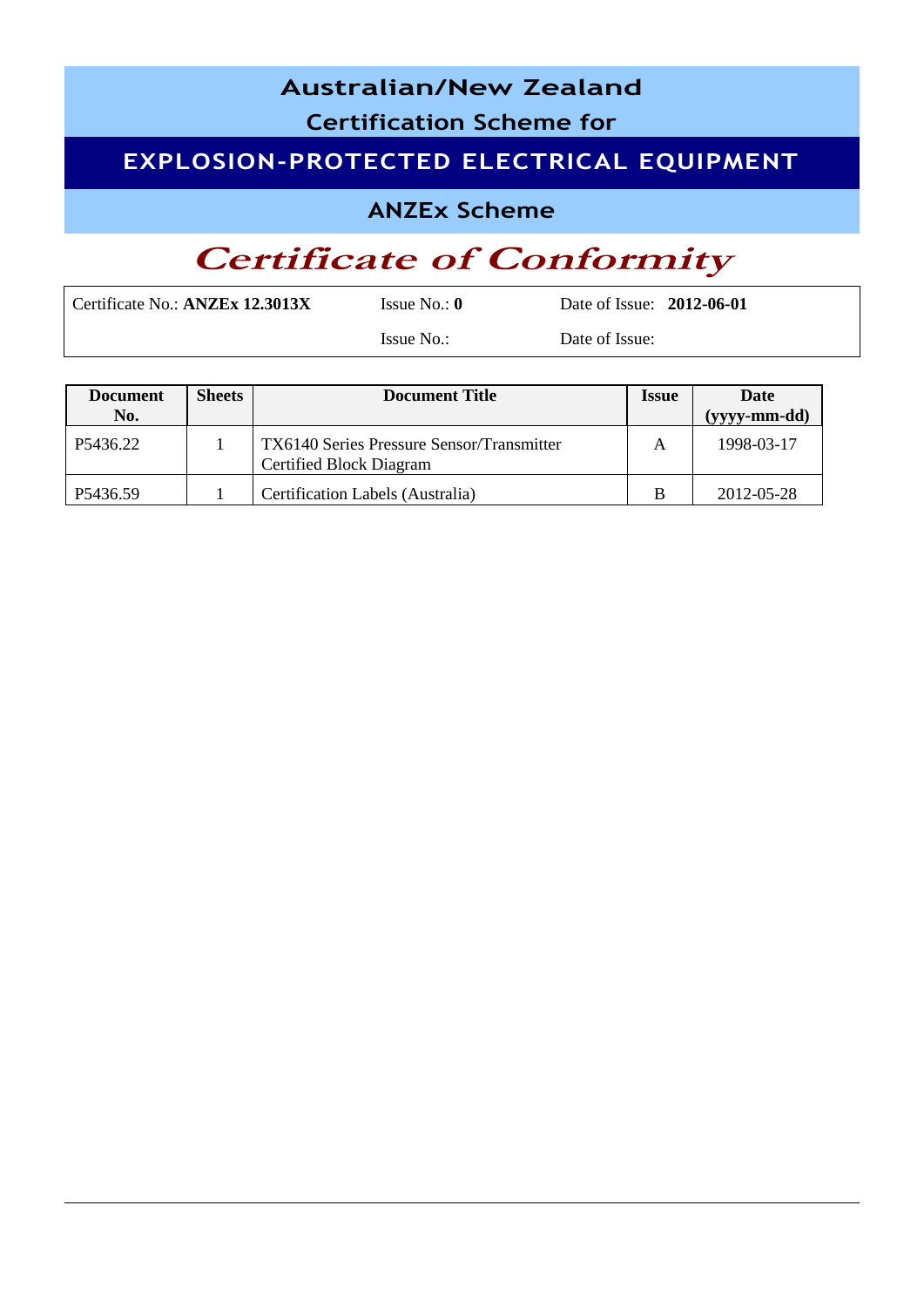# Australian/New Zealand

## Certification Scheme for

## EXPLOSION-PROTECTED ELECTRICAL EQUIPMENT

## ANZEx Scheme

# *Certificate of Conformity*

| | | |
|---|---|---|
| Certificate No.: **ANZEx 12.3013X** | Issue No.: **0** | Date of Issue: **2012-06-01** |
| | Issue No.: | Date of Issue: |

| Document No. | Sheets | Document Title | Issue | Date (yyyy-mm-dd) |
|---|---|---|---|---|
| P5436.22 | 1 | TX6140 Series Pressure Sensor/Transmitter Certified Block Diagram | A | 1998-03-17 |
| P5436.59 | 1 | Certification Labels (Australia) | B | 2012-05-28 |